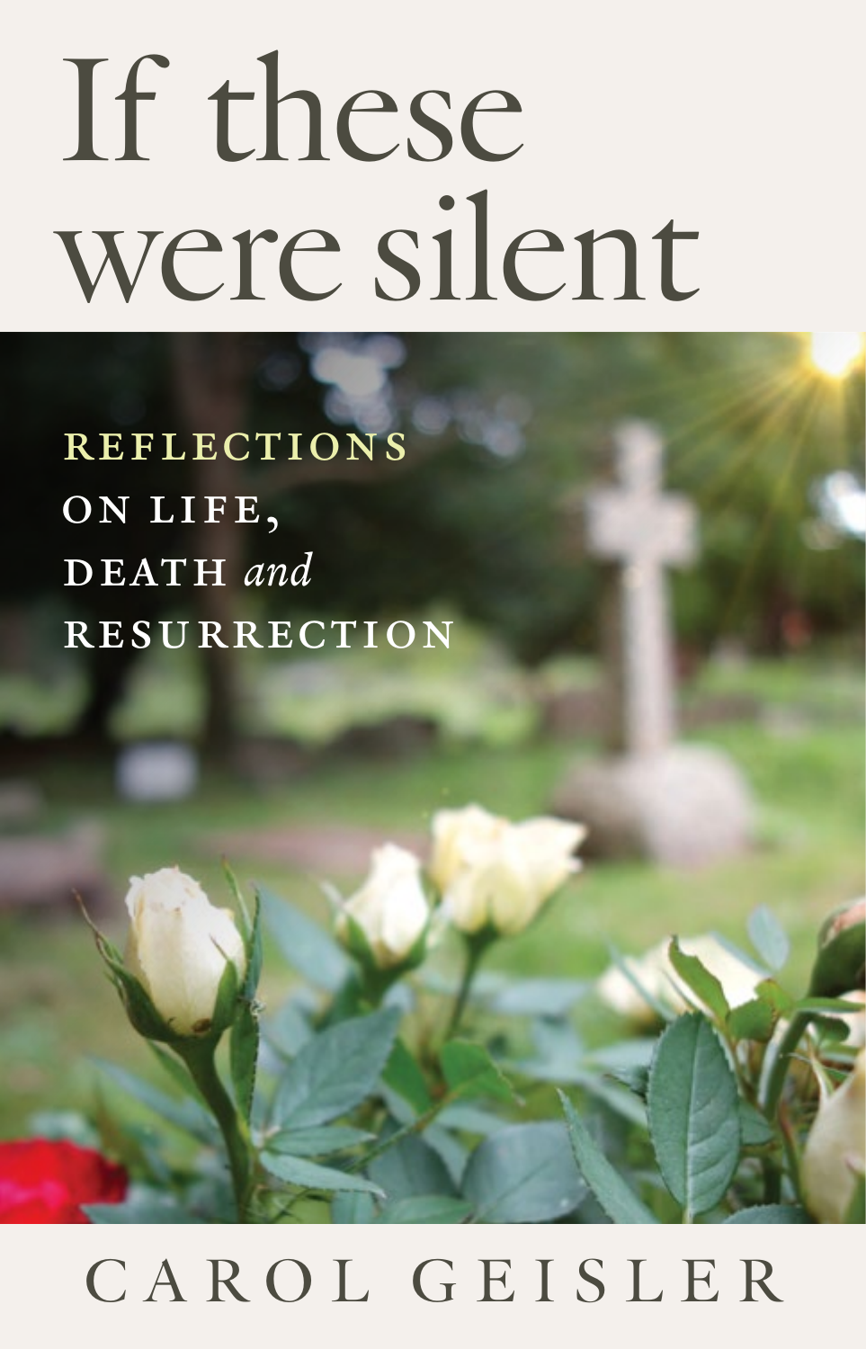# If these were silent

**REFLECTIONS ON LIFE, DEATH *and* RESURRECTION**

CAROL GEISLER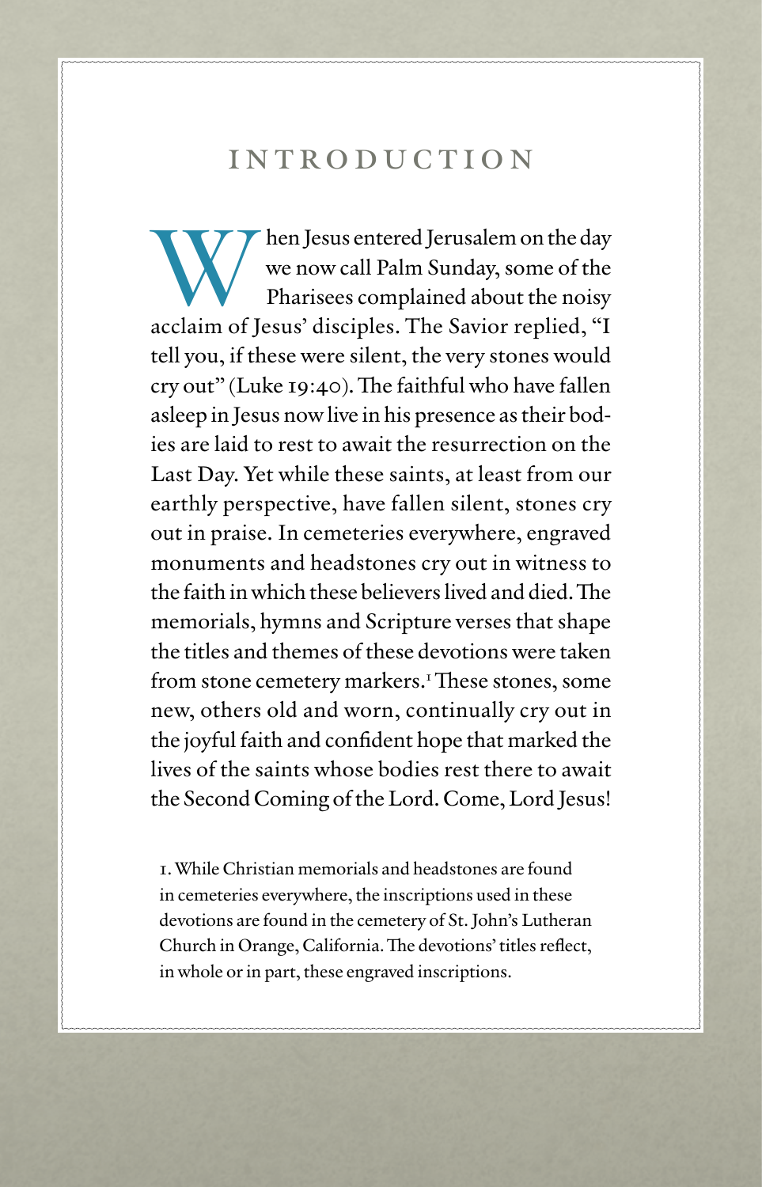# INTRODUCTION

When Jesus entered Jerusalem on the day we now call Palm Sunday, some of the Pharisees complained about the noisy acclaim of Jesus' disciples. The Savior replied, "I tell you, if these were silent, the very stones would cry out" (Luke 19:40). The faithful who have fallen asleep in Jesus now live in his presence as their bodies are laid to rest to await the resurrection on the Last Day. Yet while these saints, at least from our earthly perspective, have fallen silent, stones cry out in praise. In cemeteries everywhere, engraved monuments and headstones cry out in witness to the faith in which these believers lived and died. The memorials, hymns and Scripture verses that shape the titles and themes of these devotions were taken from stone cemetery markers.[1] These stones, some new, others old and worn, continually cry out in the joyful faith and confident hope that marked the lives of the saints whose bodies rest there to await the Second Coming of the Lord. Come, Lord Jesus!

1. While Christian memorials and headstones are found in cemeteries everywhere, the inscriptions used in these devotions are found in the cemetery of St. John's Lutheran Church in Orange, California. The devotions' titles reflect, in whole or in part, these engraved inscriptions.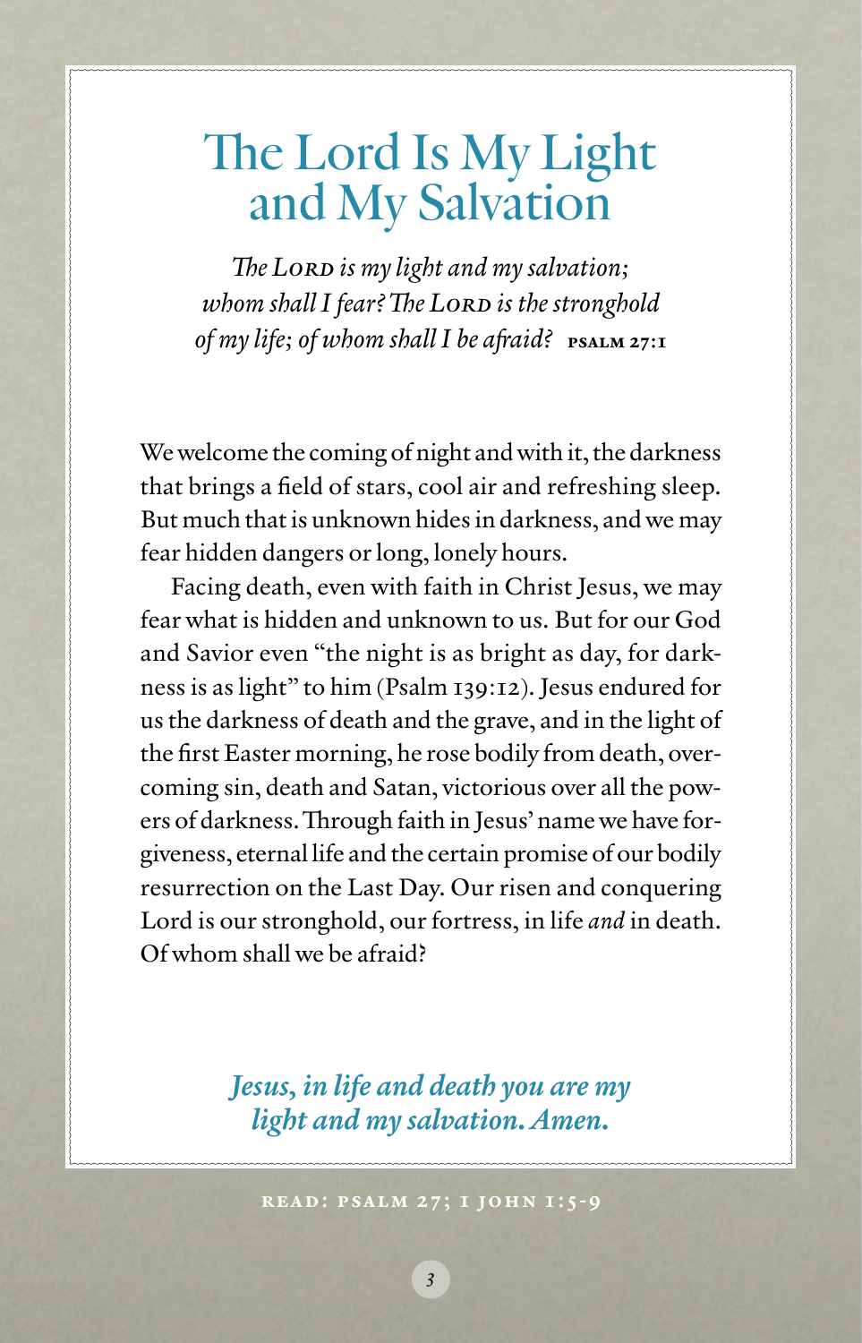# The Lord Is My Light and My Salvation

*The Lord is my light and my salvation; whom shall I fear? The Lord is the stronghold of my life; of whom shall I be afraid?* **PSALM 27:1**

We welcome the coming of night and with it, the darkness that brings a field of stars, cool air and refreshing sleep. But much that is unknown hides in darkness, and we may fear hidden dangers or long, lonely hours.

Facing death, even with faith in Christ Jesus, we may fear what is hidden and unknown to us. But for our God and Savior even "the night is as bright as day, for darkness is as light" to him (Psalm 139:12). Jesus endured for us the darkness of death and the grave, and in the light of the first Easter morning, he rose bodily from death, overcoming sin, death and Satan, victorious over all the powers of darkness. Through faith in Jesus' name we have forgiveness, eternal life and the certain promise of our bodily resurrection on the Last Day. Our risen and conquering Lord is our stronghold, our fortress, in life *and* in death. Of whom shall we be afraid?

***Jesus, in life and death you are my light and my salvation. Amen.***

READ: PSALM 27; 1 JOHN 1:5-9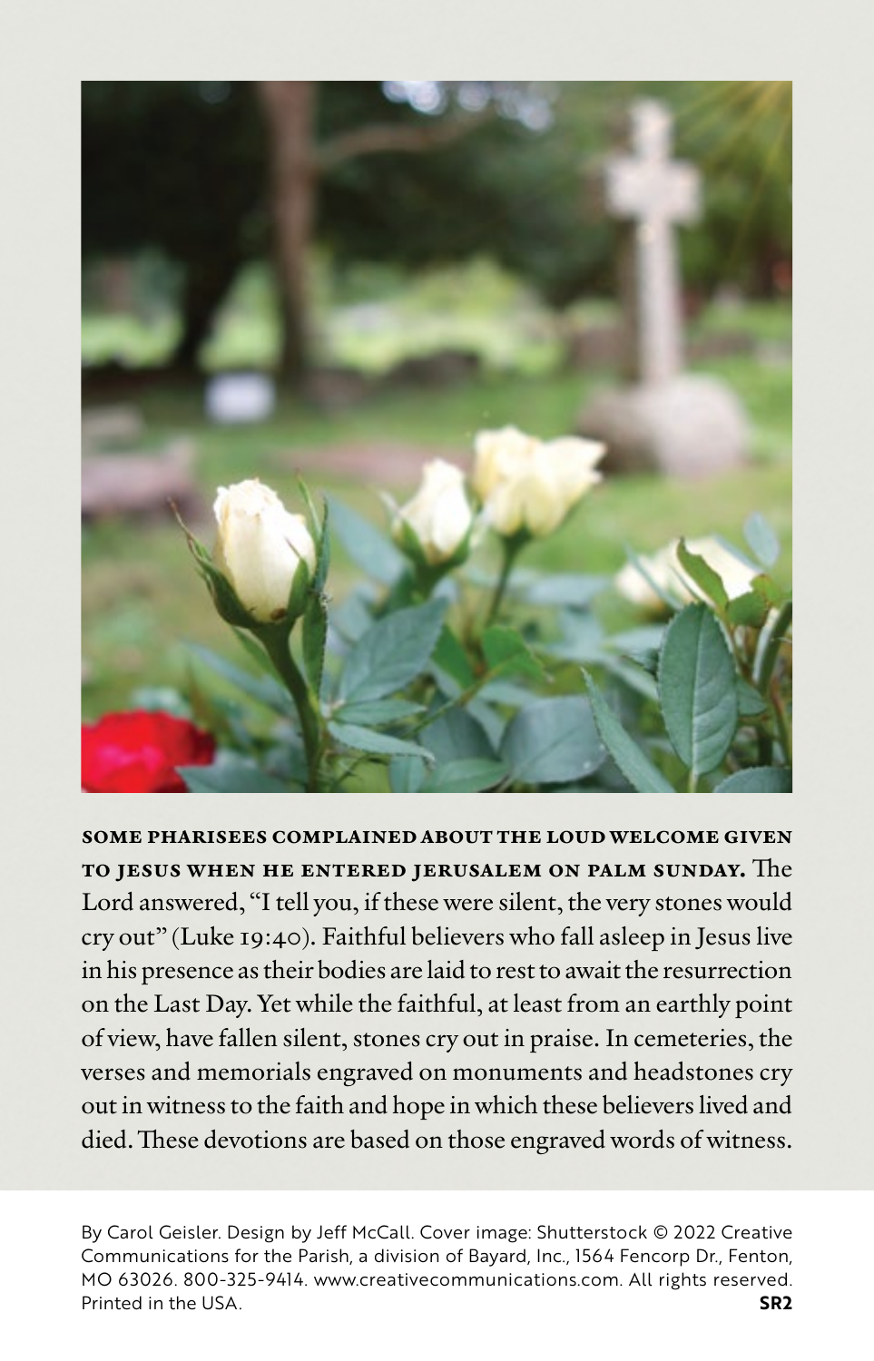**SOME PHARISEES COMPLAINED ABOUT THE LOUD WELCOME GIVEN TO JESUS WHEN HE ENTERED JERUSALEM ON PALM SUNDAY.** The Lord answered, "I tell you, if these were silent, the very stones would cry out" (Luke 19:40). Faithful believers who fall asleep in Jesus live in his presence as their bodies are laid to rest to await the resurrection on the Last Day. Yet while the faithful, at least from an earthly point of view, have fallen silent, stones cry out in praise. In cemeteries, the verses and memorials engraved on monuments and headstones cry out in witness to the faith and hope in which these believers lived and died. These devotions are based on those engraved words of witness.

By Carol Geisler. Design by Jeff McCall. Cover image: Shutterstock © 2022 Creative Communications for the Parish, a division of Bayard, Inc., 1564 Fencorp Dr., Fenton, MO 63026. 800-325-9414. www.creativecommunications.com. All rights reserved. Printed in the USA.

**SR2**